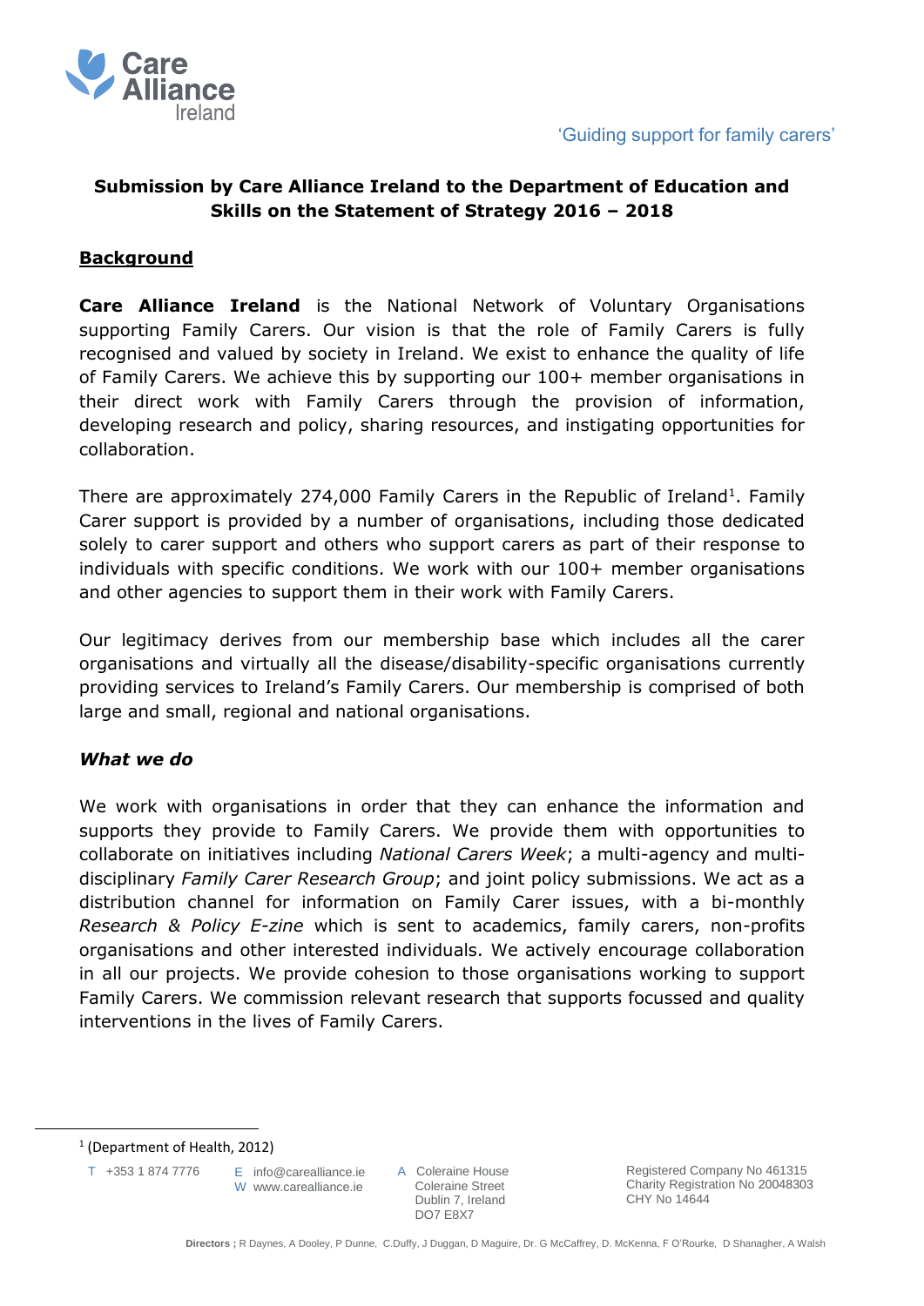'Guiding support for family carers'

**Submission by Care Alliance Ireland to the Department of Education and Skills on the Statement of Strategy 2016 – 2018**

## Background

**Care Alliance Ireland** is the National Network of Voluntary Organisations supporting Family Carers. Our vision is that the role of Family Carers is fully recognised and valued by society in Ireland. We exist to enhance the quality of life of Family Carers. We achieve this by supporting our 100+ member organisations in their direct work with Family Carers through the provision of information, developing research and policy, sharing resources, and instigating opportunities for collaboration.

There are approximately 274,000 Family Carers in the Republic of Ireland[1]. Family Carer support is provided by a number of organisations, including those dedicated solely to carer support and others who support carers as part of their response to individuals with specific conditions. We work with our 100+ member organisations and other agencies to support them in their work with Family Carers.

Our legitimacy derives from our membership base which includes all the carer organisations and virtually all the disease/disability-specific organisations currently providing services to Ireland's Family Carers. Our membership is comprised of both large and small, regional and national organisations.

### *What we do*

We work with organisations in order that they can enhance the information and supports they provide to Family Carers. We provide them with opportunities to collaborate on initiatives including *National Carers Week*; a multi-agency and multi-disciplinary *Family Carer Research Group*; and joint policy submissions. We act as a distribution channel for information on Family Carer issues, with a bi-monthly *Research & Policy E-zine* which is sent to academics, family carers, non-profits organisations and other interested individuals. We actively encourage collaboration in all our projects. We provide cohesion to those organisations working to support Family Carers. We commission relevant research that supports focussed and quality interventions in the lives of Family Carers.

[1] (Department of Health, 2012)

T +353 1 874 7776
E info@carealliance.ie
W www.carealliance.ie
A Coleraine House, Coleraine Street, Dublin 7, Ireland, DO7 E8X7

Registered Company No 461315
Charity Registration No 20048303
CHY No 14644

**Directors ;** R Daynes, A Dooley, P Dunne, C.Duffy, J Duggan, D Maguire, Dr. G McCaffrey, D. McKenna, F O'Rourke, D Shanagher, A Walsh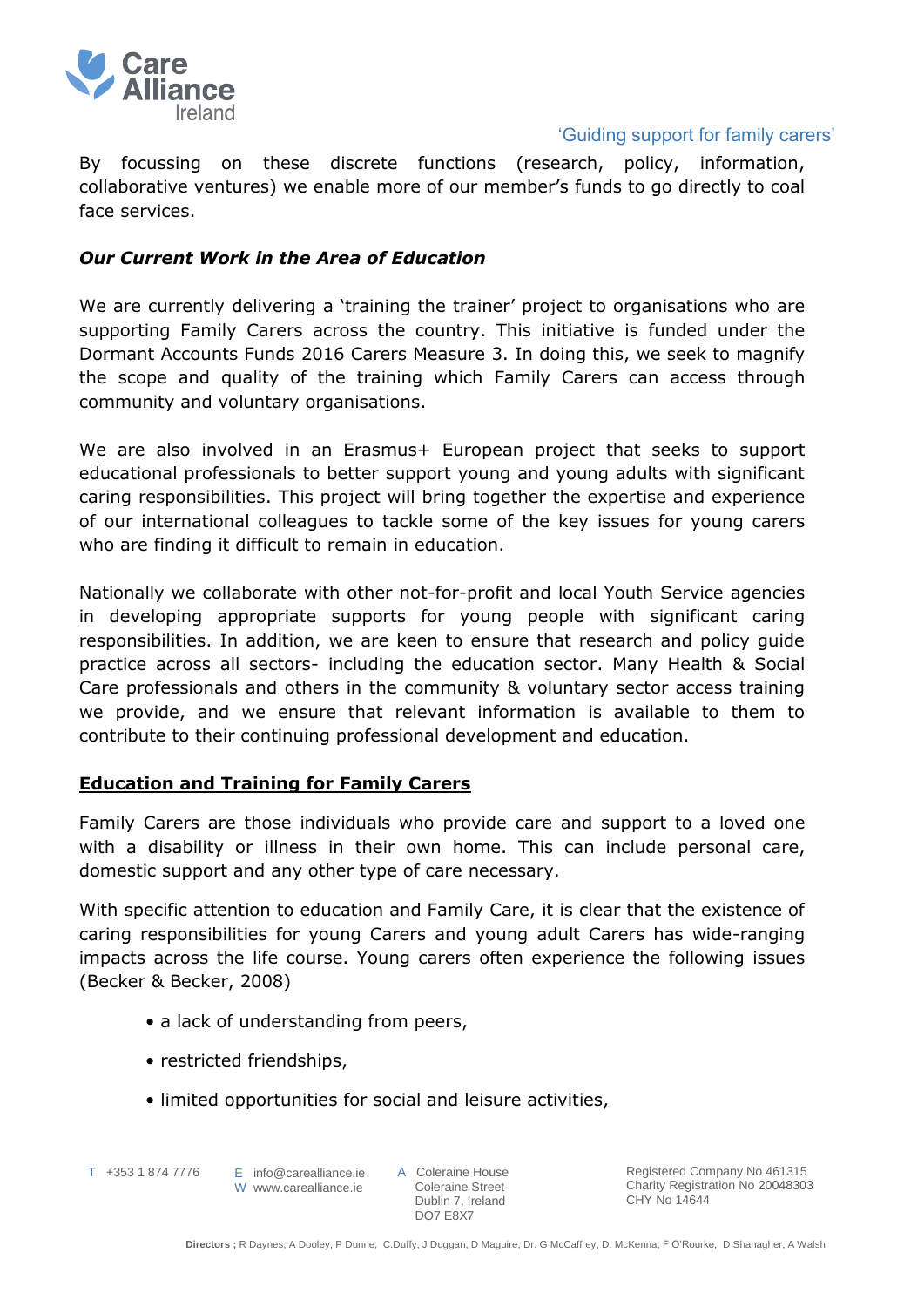By focussing on these discrete functions (research, policy, information, collaborative ventures) we enable more of our member's funds to go directly to coal face services.

***Our Current Work in the Area of Education***

We are currently delivering a 'training the trainer' project to organisations who are supporting Family Carers across the country. This initiative is funded under the Dormant Accounts Funds 2016 Carers Measure 3. In doing this, we seek to magnify the scope and quality of the training which Family Carers can access through community and voluntary organisations.

We are also involved in an Erasmus+ European project that seeks to support educational professionals to better support young and young adults with significant caring responsibilities. This project will bring together the expertise and experience of our international colleagues to tackle some of the key issues for young carers who are finding it difficult to remain in education.

Nationally we collaborate with other not-for-profit and local Youth Service agencies in developing appropriate supports for young people with significant caring responsibilities. In addition, we are keen to ensure that research and policy guide practice across all sectors- including the education sector. Many Health & Social Care professionals and others in the community & voluntary sector access training we provide, and we ensure that relevant information is available to them to contribute to their continuing professional development and education.

## **<u>Education and Training for Family Carers</u>**

Family Carers are those individuals who provide care and support to a loved one with a disability or illness in their own home. This can include personal care, domestic support and any other type of care necessary.

With specific attention to education and Family Care, it is clear that the existence of caring responsibilities for young Carers and young adult Carers has wide-ranging impacts across the life course. Young carers often experience the following issues (Becker & Becker, 2008)

- a lack of understanding from peers,
- restricted friendships,
- limited opportunities for social and leisure activities,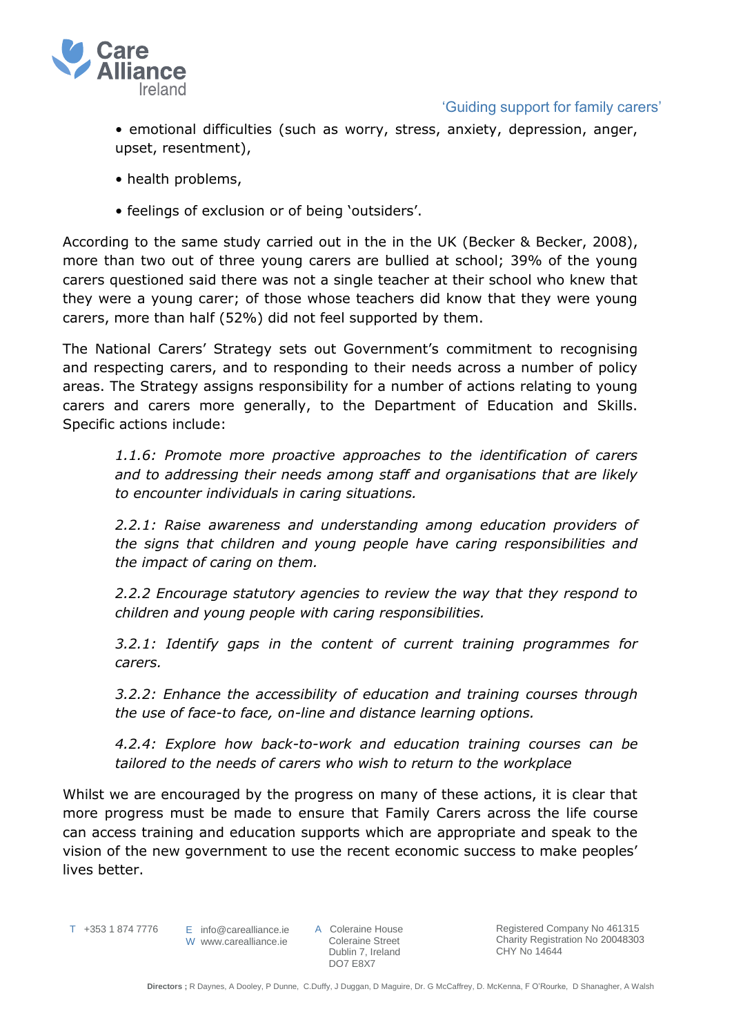- emotional difficulties (such as worry, stress, anxiety, depression, anger, upset, resentment),
- health problems,
- feelings of exclusion or of being 'outsiders'.

According to the same study carried out in the in the UK (Becker & Becker, 2008), more than two out of three young carers are bullied at school; 39% of the young carers questioned said there was not a single teacher at their school who knew that they were a young carer; of those whose teachers did know that they were young carers, more than half (52%) did not feel supported by them.

The National Carers' Strategy sets out Government's commitment to recognising and respecting carers, and to responding to their needs across a number of policy areas. The Strategy assigns responsibility for a number of actions relating to young carers and carers more generally, to the Department of Education and Skills. Specific actions include:

> *1.1.6: Promote more proactive approaches to the identification of carers and to addressing their needs among staff and organisations that are likely to encounter individuals in caring situations.*
>
> *2.2.1: Raise awareness and understanding among education providers of the signs that children and young people have caring responsibilities and the impact of caring on them.*
>
> *2.2.2 Encourage statutory agencies to review the way that they respond to children and young people with caring responsibilities.*
>
> *3.2.1: Identify gaps in the content of current training programmes for carers.*
>
> *3.2.2: Enhance the accessibility of education and training courses through the use of face-to face, on-line and distance learning options.*
>
> *4.2.4: Explore how back-to-work and education training courses can be tailored to the needs of carers who wish to return to the workplace*

Whilst we are encouraged by the progress on many of these actions, it is clear that more progress must be made to ensure that Family Carers across the life course can access training and education supports which are appropriate and speak to the vision of the new government to use the recent economic success to make peoples' lives better.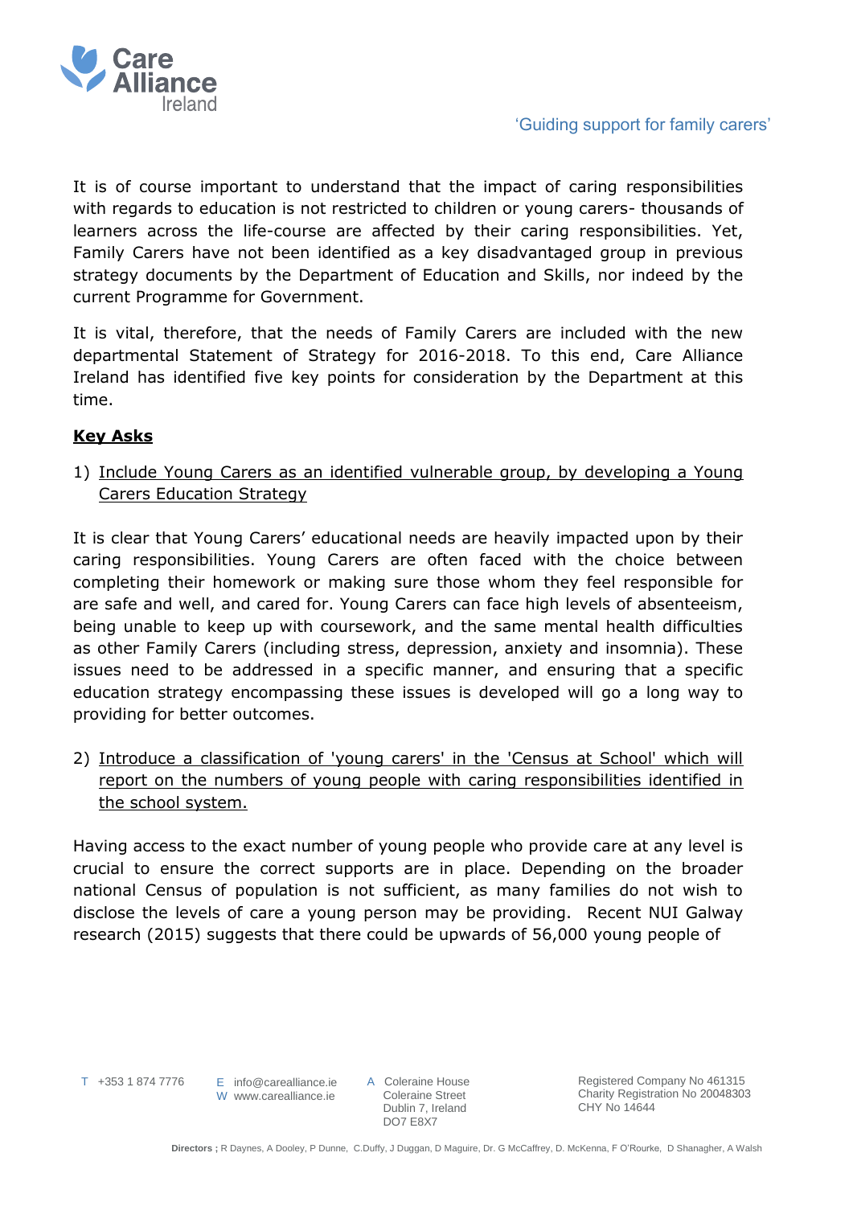It is of course important to understand that the impact of caring responsibilities with regards to education is not restricted to children or young carers- thousands of learners across the life-course are affected by their caring responsibilities. Yet, Family Carers have not been identified as a key disadvantaged group in previous strategy documents by the Department of Education and Skills, nor indeed by the current Programme for Government.

It is vital, therefore, that the needs of Family Carers are included with the new departmental Statement of Strategy for 2016-2018. To this end, Care Alliance Ireland has identified five key points for consideration by the Department at this time.

## **Key Asks**

1) Include Young Carers as an identified vulnerable group, by developing a Young Carers Education Strategy

It is clear that Young Carers' educational needs are heavily impacted upon by their caring responsibilities. Young Carers are often faced with the choice between completing their homework or making sure those whom they feel responsible for are safe and well, and cared for. Young Carers can face high levels of absenteeism, being unable to keep up with coursework, and the same mental health difficulties as other Family Carers (including stress, depression, anxiety and insomnia). These issues need to be addressed in a specific manner, and ensuring that a specific education strategy encompassing these issues is developed will go a long way to providing for better outcomes.

2) Introduce a classification of 'young carers' in the 'Census at School' which will report on the numbers of young people with caring responsibilities identified in the school system.

Having access to the exact number of young people who provide care at any level is crucial to ensure the correct supports are in place. Depending on the broader national Census of population is not sufficient, as many families do not wish to disclose the levels of care a young person may be providing. Recent NUI Galway research (2015) suggests that there could be upwards of 56,000 young people of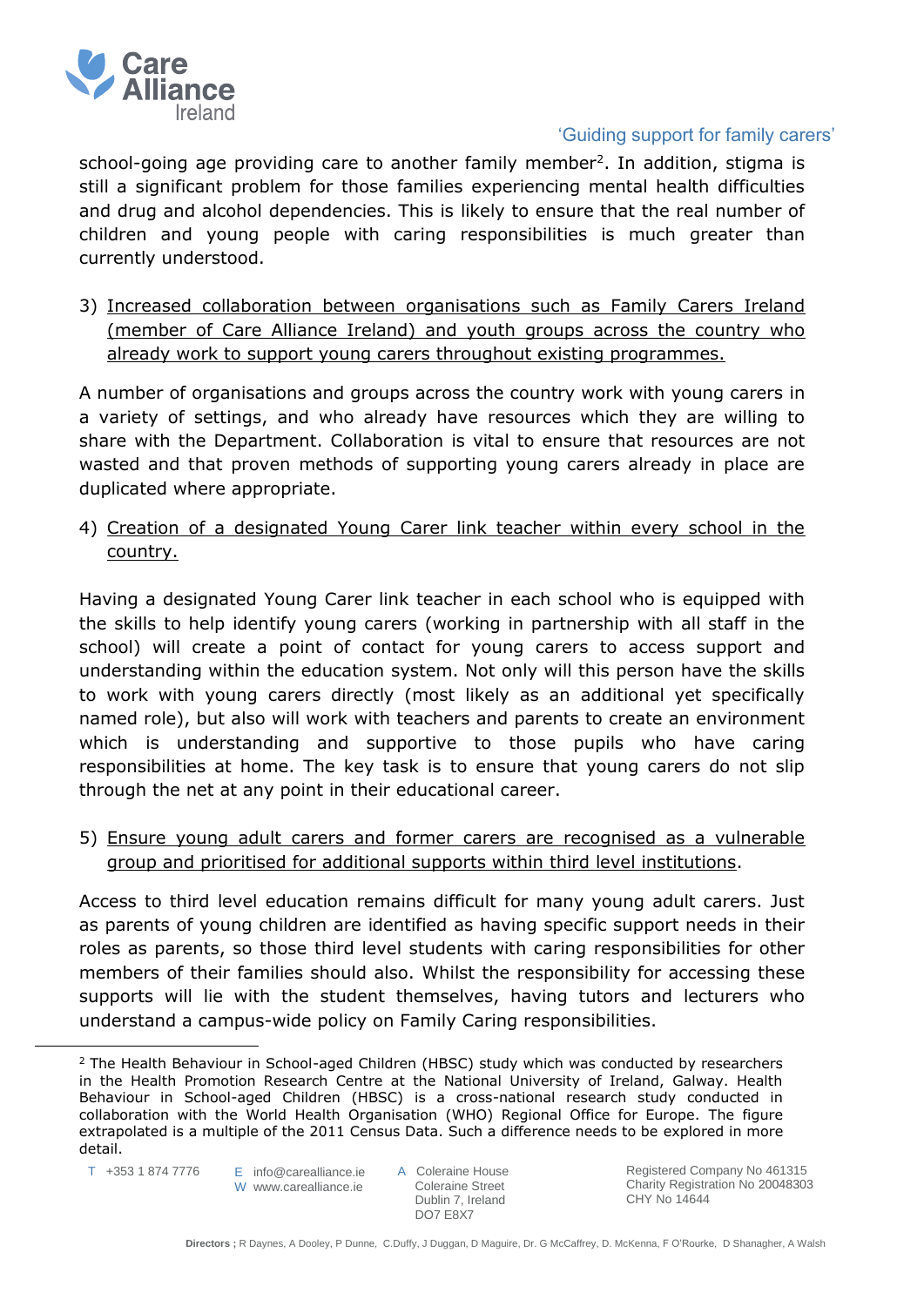school-going age providing care to another family member[2]. In addition, stigma is still a significant problem for those families experiencing mental health difficulties and drug and alcohol dependencies. This is likely to ensure that the real number of children and young people with caring responsibilities is much greater than currently understood.

3) <u>Increased collaboration between organisations such as Family Carers Ireland (member of Care Alliance Ireland) and youth groups across the country who already work to support young carers throughout existing programmes.</u>

A number of organisations and groups across the country work with young carers in a variety of settings, and who already have resources which they are willing to share with the Department. Collaboration is vital to ensure that resources are not wasted and that proven methods of supporting young carers already in place are duplicated where appropriate.

4) <u>Creation of a designated Young Carer link teacher within every school in the country.</u>

Having a designated Young Carer link teacher in each school who is equipped with the skills to help identify young carers (working in partnership with all staff in the school) will create a point of contact for young carers to access support and understanding within the education system. Not only will this person have the skills to work with young carers directly (most likely as an additional yet specifically named role), but also will work with teachers and parents to create an environment which is understanding and supportive to those pupils who have caring responsibilities at home. The key task is to ensure that young carers do not slip through the net at any point in their educational career.

5) <u>Ensure young adult carers and former carers are recognised as a vulnerable group and prioritised for additional supports within third level institutions</u>.

Access to third level education remains difficult for many young adult carers. Just as parents of young children are identified as having specific support needs in their roles as parents, so those third level students with caring responsibilities for other members of their families should also. Whilst the responsibility for accessing these supports will lie with the student themselves, having tutors and lecturers who understand a campus-wide policy on Family Caring responsibilities.

---

[2] The Health Behaviour in School-aged Children (HBSC) study which was conducted by researchers in the Health Promotion Research Centre at the National University of Ireland, Galway. Health Behaviour in School-aged Children (HBSC) is a cross-national research study conducted in collaboration with the World Health Organisation (WHO) Regional Office for Europe. The figure extrapolated is a multiple of the 2011 Census Data. Such a difference needs to be explored in more detail.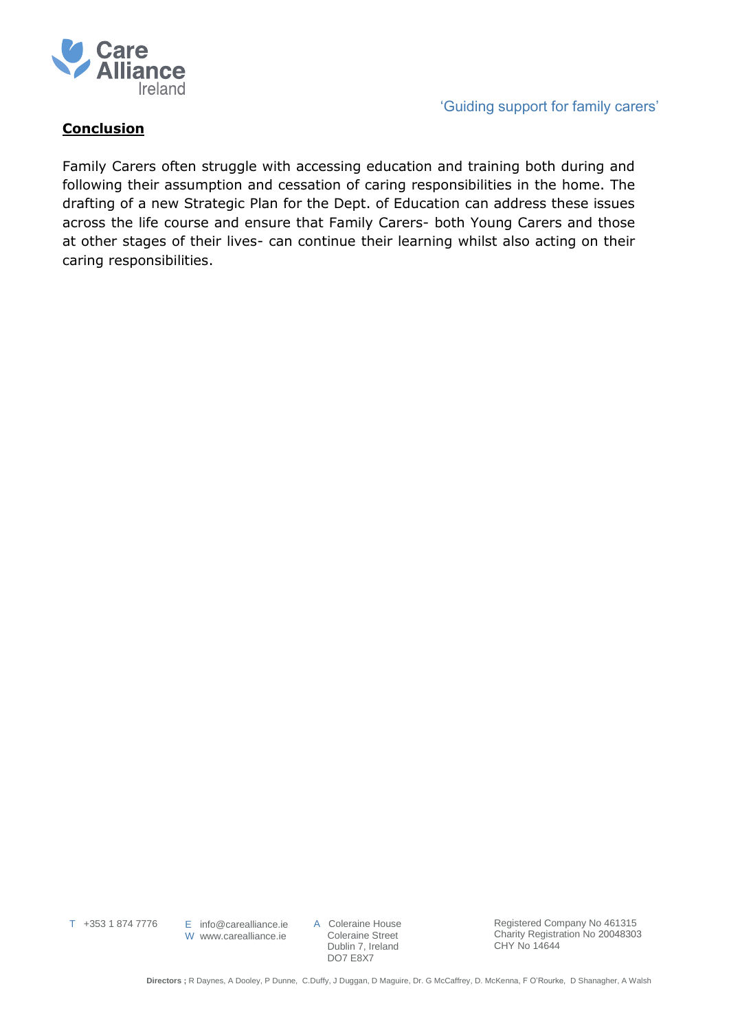## Conclusion

Family Carers often struggle with accessing education and training both during and following their assumption and cessation of caring responsibilities in the home. The drafting of a new Strategic Plan for the Dept. of Education can address these issues across the life course and ensure that Family Carers- both Young Carers and those at other stages of their lives- can continue their learning whilst also acting on their caring responsibilities.